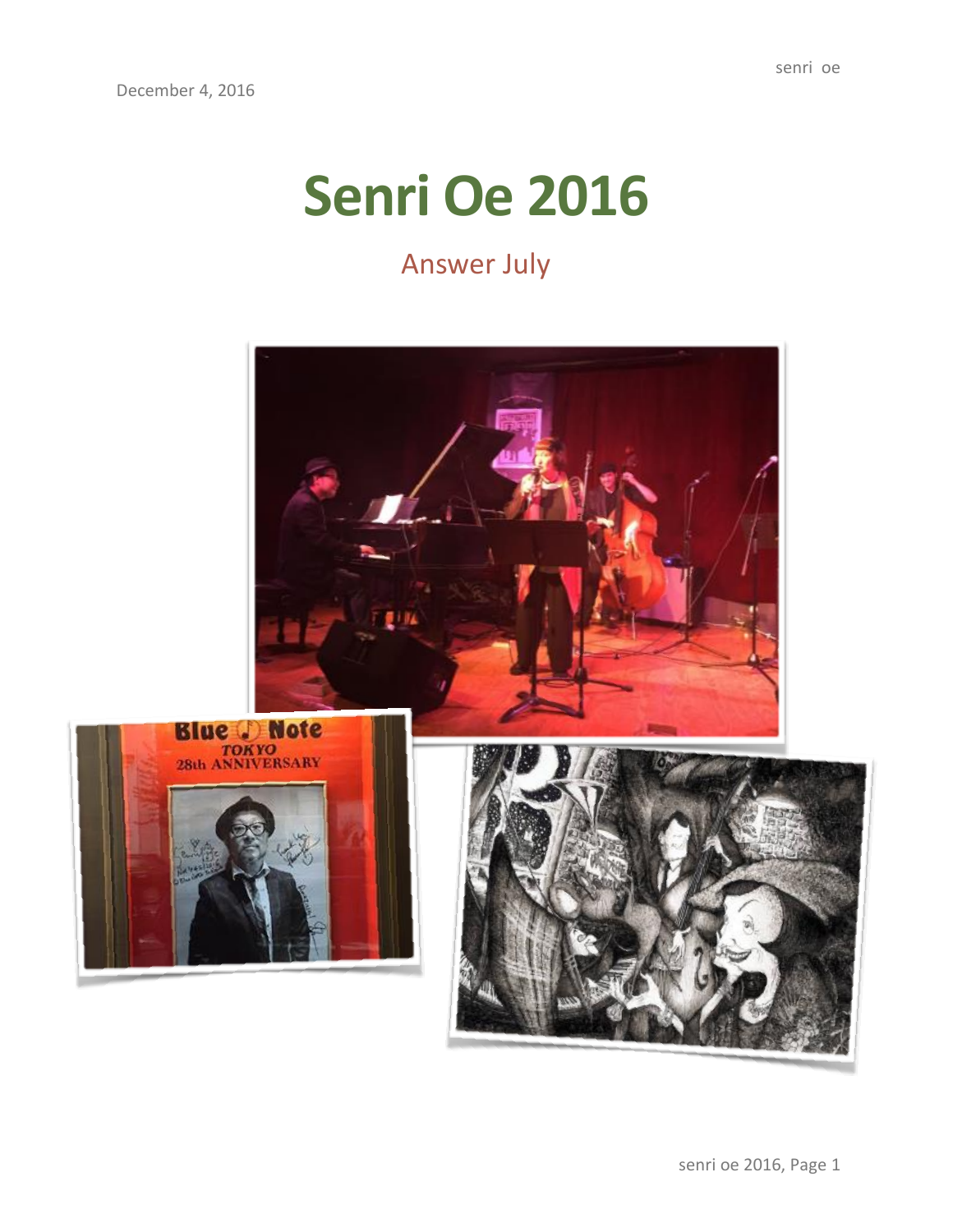December 4, 2016

# Senri Oe 2016

## Answer July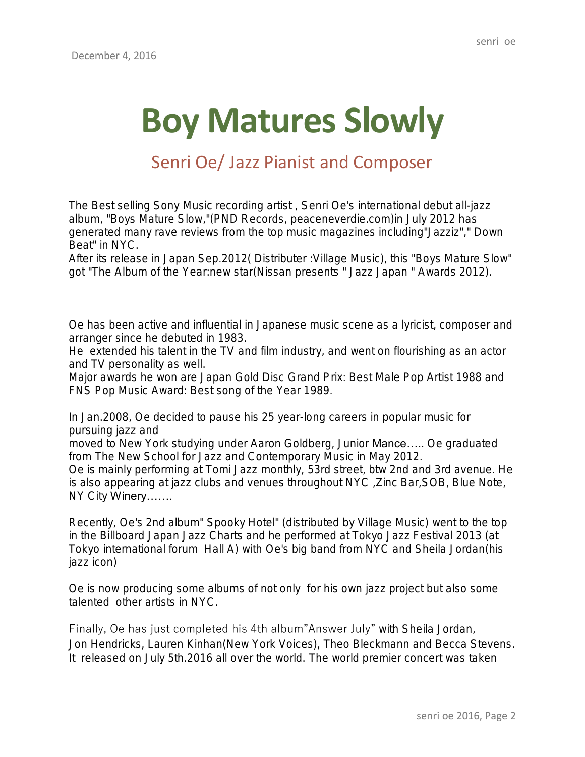December 4, 2016

# Boy Matures Slowly

## Senri Oe/ Jazz Pianist and Composer

The Best selling Sony Music recording artist , Senri Oe's international debut all-jazz album, "Boys Mature Slow,"(PND Records, peaceneverdie.com)in July 2012 has generated many rave reviews from the top music magazines including"Jazziz"," Down Beat" in NYC.
After its release in Japan Sep.2012( Distributer :Village Music), this "Boys Mature Slow" got "The Album of the Year:new star(Nissan presents " Jazz Japan " Awards 2012).

Oe has been active and influential in Japanese music scene as a lyricist, composer and arranger since he debuted in 1983.
He extended his talent in the TV and film industry, and went on flourishing as an actor and TV personality as well.
Major awards he won are Japan Gold Disc Grand Prix: Best Male Pop Artist 1988 and FNS Pop Music Award: Best song of the Year 1989.

In Jan.2008, Oe decided to pause his 25 year-long careers in popular music for pursuing jazz and
moved to New York studying under Aaron Goldberg, Junior Mance….. Oe graduated from The New School for Jazz and Contemporary Music in May 2012.
Oe is mainly performing at Tomi Jazz monthly, 53rd street, btw 2nd and 3rd avenue. He is also appearing at jazz clubs and venues throughout NYC ,Zinc Bar,SOB, Blue Note, NY City Winery…….

Recently, Oe's 2nd album" Spooky Hotel" (distributed by Village Music) went to the top in the Billboard Japan Jazz Charts and he performed at Tokyo Jazz Festival 2013 (at Tokyo international forum Hall A) with Oe's big band from NYC and Sheila Jordan(his jazz icon)

Oe is now producing some albums of not only for his own jazz project but also some talented other artists in NYC.

Finally, Oe has just completed his 4th album"Answer July" with Sheila Jordan, Jon Hendricks, Lauren Kinhan(New York Voices), Theo Bleckmann and Becca Stevens. It released on July 5th.2016 all over the world. The world premier concert was taken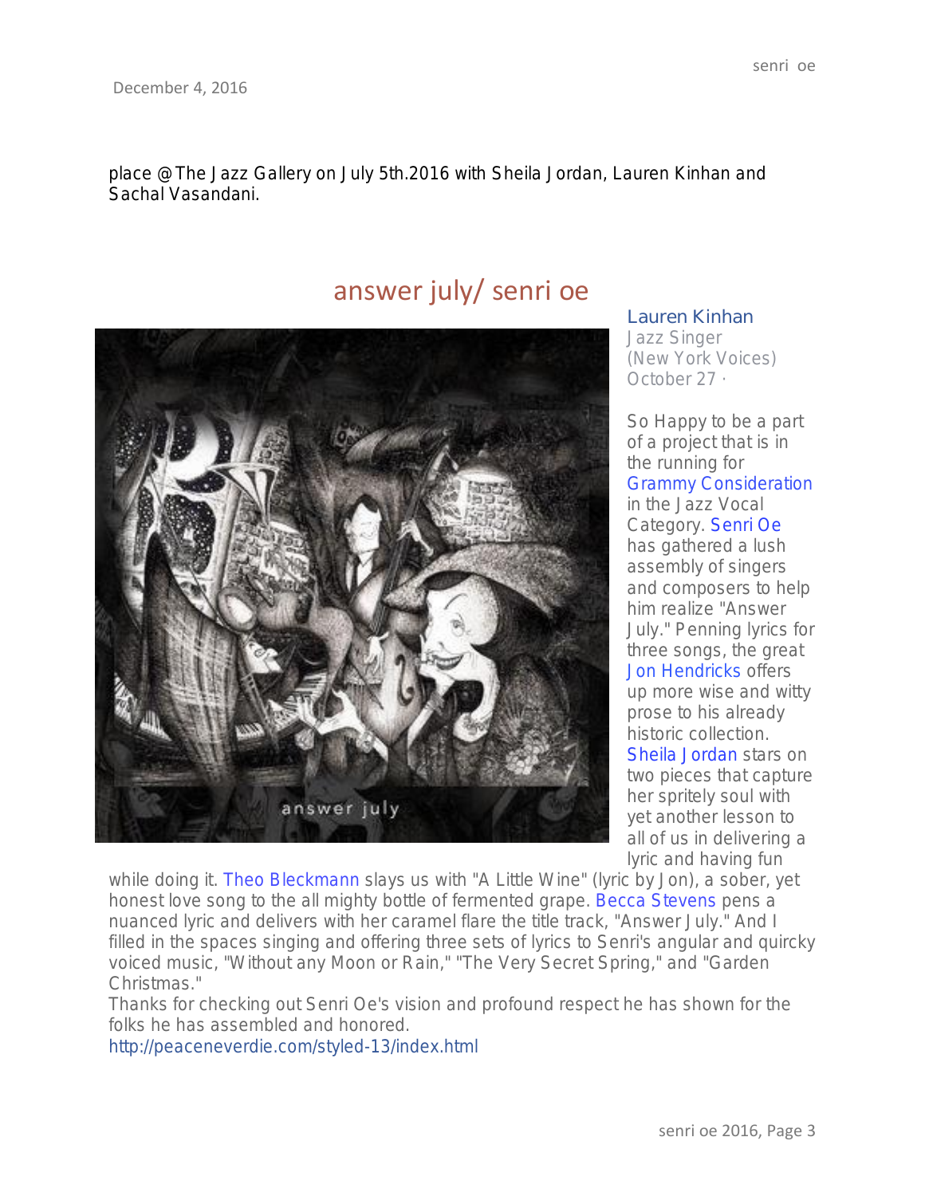December 4, 2016

place @The Jazz Gallery on July 5th.2016 with Sheila Jordan, Lauren Kinhan and Sachal Vasandani.

## answer july/ senri oe

Lauren Kinhan
Jazz Singer
(New York Voices)
October 27 ·

So Happy to be a part of a project that is in the running for Grammy Consideration in the Jazz Vocal Category. Senri Oe has gathered a lush assembly of singers and composers to help him realize "Answer July." Penning lyrics for three songs, the great Jon Hendricks offers up more wise and witty prose to his already historic collection. Sheila Jordan stars on two pieces that capture her spritely soul with yet another lesson to all of us in delivering a lyric and having fun while doing it. Theo Bleckmann slays us with "A Little Wine" (lyric by Jon), a sober, yet honest love song to the all mighty bottle of fermented grape. Becca Stevens pens a nuanced lyric and delivers with her caramel flare the title track, "Answer July." And I filled in the spaces singing and offering three sets of lyrics to Senri's angular and quircky voiced music, "Without any Moon or Rain," "The Very Secret Spring," and "Garden Christmas."
Thanks for checking out Senri Oe's vision and profound respect he has shown for the folks he has assembled and honored.
http://peaceneverdie.com/styled-13/index.html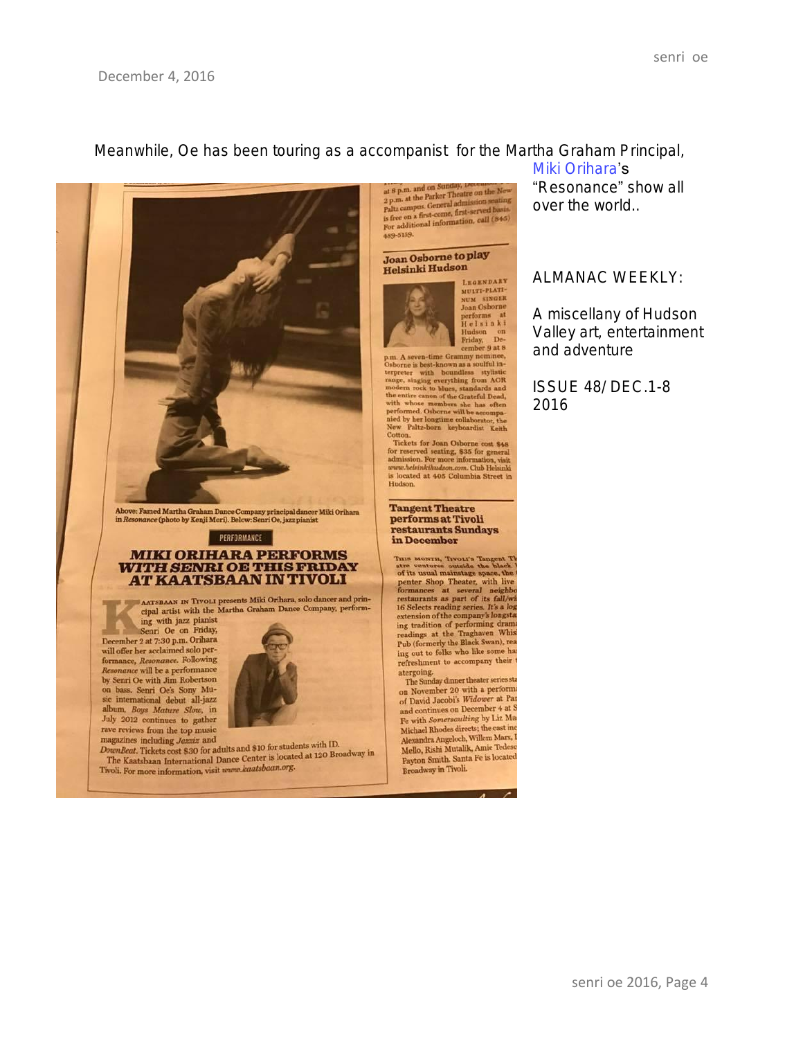December 4, 2016

Meanwhile, Oe has been touring as a accompanist for the Martha Graham Principal, Miki Orihara's "Resonance" show all over the world..

ALMANAC WEEKLY:

A miscellany of Hudson Valley art, entertainment and adventure

ISSUE 48/ DEC.1-8 2016

at 8 p.m. and on Sunday, December ... 2 p.m. at the Parker Theatre on the New Paltz campus. General admission seating is free on a first-come, first-served basis. For additional information, call (845) 489-5159.

### Joan Osborne to play Helsinki Hudson

LEGENDARY MULTI-PLATINUM SINGER Joan Osborne performs at Helsinki Hudson on Friday, December 9 at 8 p.m. A seven-time Grammy nominee, Osborne is best-known as a soulful interpreter with boundless stylistic range, singing everything from AOR modern rock to blues, standards and the entire canon of the Grateful Dead, with whose members she has often performed. Osborne will be accompanied by her longtime collaborator, the New Paltz-born keyboardist Keith Cotton.

Tickets for Joan Osborne cost $48 for reserved seating, $35 for general admission. For more information, visit www.helsinkihudson.com. Club Helsinki is located at 405 Columbia Street in Hudson.

### Tangent Theatre performs at Tivoli restaurants Sundays in December

THIS MONTH, TIVOLI'S Tangent Theatre ventures outside the black box of its usual mainstage space, the Carpenter Shop Theater, with live performances at several neighborhood restaurants as part of its fall/winter 16 Selects reading series. It's a logical extension of the company's longstanding tradition of performing dramatic readings at the Traghaven Whiskey Pub (formerly the Black Swan), reaching out to folks who like some hard refreshment to accompany their theatergoing.

The Sunday dinner theater series started on November 20 with a performance of David Jacobi's *Widower* at Par... and continues on December 4 at Santa Fe with *Somersaulting* by Liz Ma... Michael Rhodes directs; the cast includes Alexandra Angeloch, Willem Marx, ... Mello, Rishi Mutalik, Amie Tedesco, Payton Smith. Santa Fe is located ... Broadway in Tivoli.

Above: Famed Martha Graham Dance Company principal dancer Miki Orihara in *Resonance* (photo by Kenji Mori). Below: Senri Oe, jazz pianist

PERFORMANCE

## MIKI ORIHARA PERFORMS WITH SENRI OE THIS FRIDAY AT KAATSBAAN IN TIVOLI

KAATSBAAN IN TIVOLI presents Miki Orihara, solo dancer and principal artist with the Martha Graham Dance Company, performing with jazz pianist Senri Oe on Friday, December 2 at 7:30 p.m. Orihara will offer her acclaimed solo performance, *Resonance*. Following *Resonance* will be a performance by Senri Oe with Jim Robertson on bass. Senri Oe's Sony Music international debut all-jazz album, *Boys Mature Slow*, in July 2012 continues to gather rave reviews from the top music magazines including *Jazziz* and *DownBeat*. Tickets cost $30 for adults and $10 for students with ID.

The Kaatsbaan International Dance Center is located at 120 Broadway in Tivoli. For more information, visit www.kaatsbaan.org.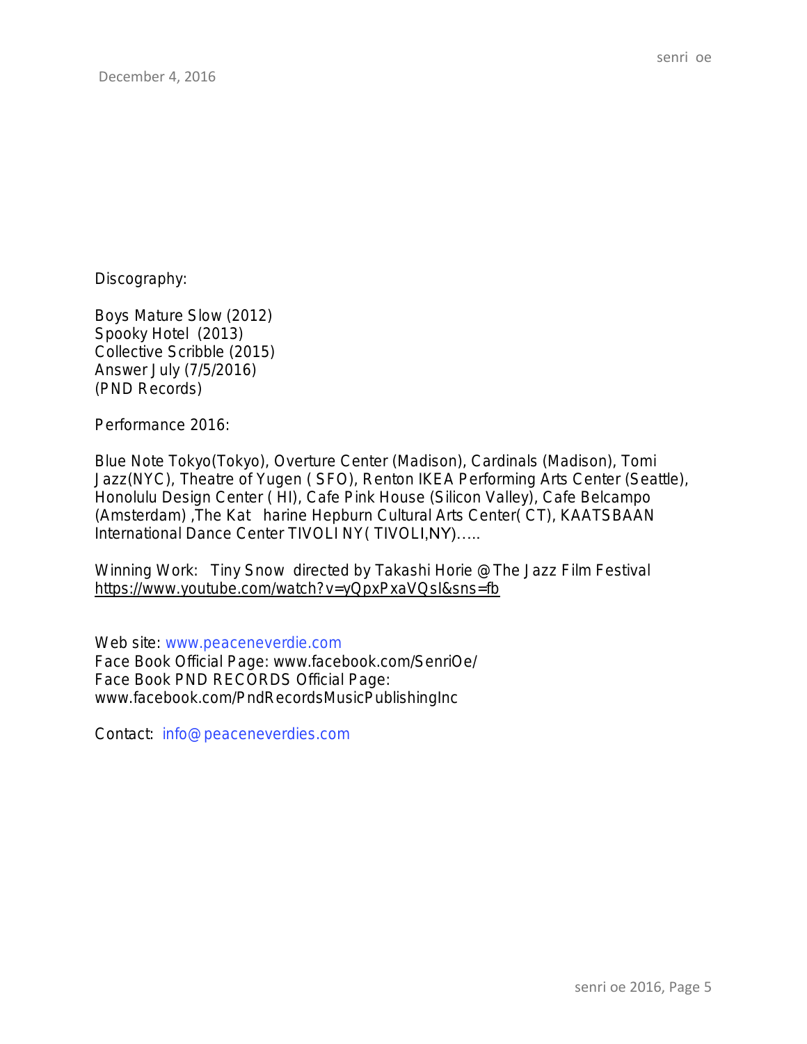December 4, 2016

Discography:

Boys Mature Slow (2012)
Spooky Hotel (2013)
Collective Scribble (2015)
Answer July (7/5/2016)
(PND Records)

Performance 2016:

Blue Note Tokyo(Tokyo), Overture Center (Madison), Cardinals (Madison), Tomi Jazz(NYC), Theatre of Yugen ( SFO), Renton IKEA Performing Arts Center (Seattle), Honolulu Design Center ( HI), Cafe Pink House (Silicon Valley), Cafe Belcampo (Amsterdam) ,The Kat harine Hepburn Cultural Arts Center( CT), KAATSBAAN International Dance Center TIVOLI NY( TIVOLI,NY)…..

Winning Work: Tiny Snow directed by Takashi Horie @The Jazz Film Festival
https://www.youtube.com/watch?v=yQpxPxaVQsI&sns=fb

Web site: www.peaceneverdie.com
Face Book Official Page: www.facebook.com/SenriOe/
Face Book PND RECORDS Official Page:
www.facebook.com/PndRecordsMusicPublishingInc

Contact: info@peaceneverdies.com